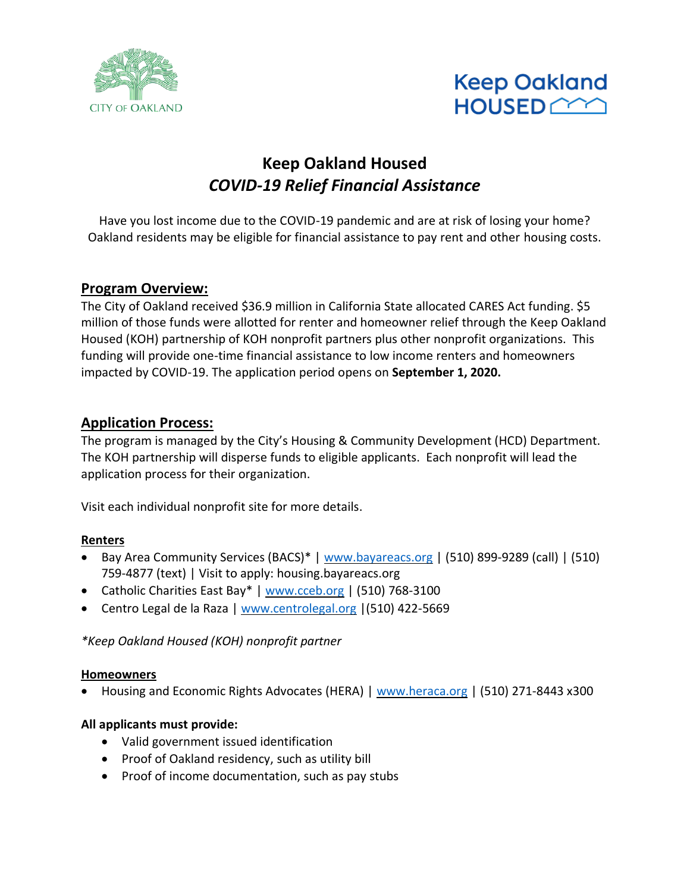CITY OF OAKLAND

Keep Oakland HOUSED

# Keep Oakland Housed
## *COVID-19 Relief Financial Assistance*

Have you lost income due to the COVID-19 pandemic and are at risk of losing your home? Oakland residents may be eligible for financial assistance to pay rent and other housing costs.

## Program Overview:

The City of Oakland received $36.9 million in California State allocated CARES Act funding. $5 million of those funds were allotted for renter and homeowner relief through the Keep Oakland Housed (KOH) partnership of KOH nonprofit partners plus other nonprofit organizations. This funding will provide one-time financial assistance to low income renters and homeowners impacted by COVID-19. The application period opens on **September 1, 2020.**

## Application Process:

The program is managed by the City's Housing & Community Development (HCD) Department. The KOH partnership will disperse funds to eligible applicants. Each nonprofit will lead the application process for their organization.

Visit each individual nonprofit site for more details.

### Renters

- Bay Area Community Services (BACS)* | www.bayareacs.org | (510) 899-9289 (call) | (510) 759-4877 (text) | Visit to apply: housing.bayareacs.org
- Catholic Charities East Bay* | www.cceb.org | (510) 768-3100
- Centro Legal de la Raza | www.centrolegal.org |(510) 422-5669

*\*Keep Oakland Housed (KOH) nonprofit partner*

### Homeowners

- Housing and Economic Rights Advocates (HERA) | www.heraca.org | (510) 271-8443 x300

**All applicants must provide:**

- Valid government issued identification
- Proof of Oakland residency, such as utility bill
- Proof of income documentation, such as pay stubs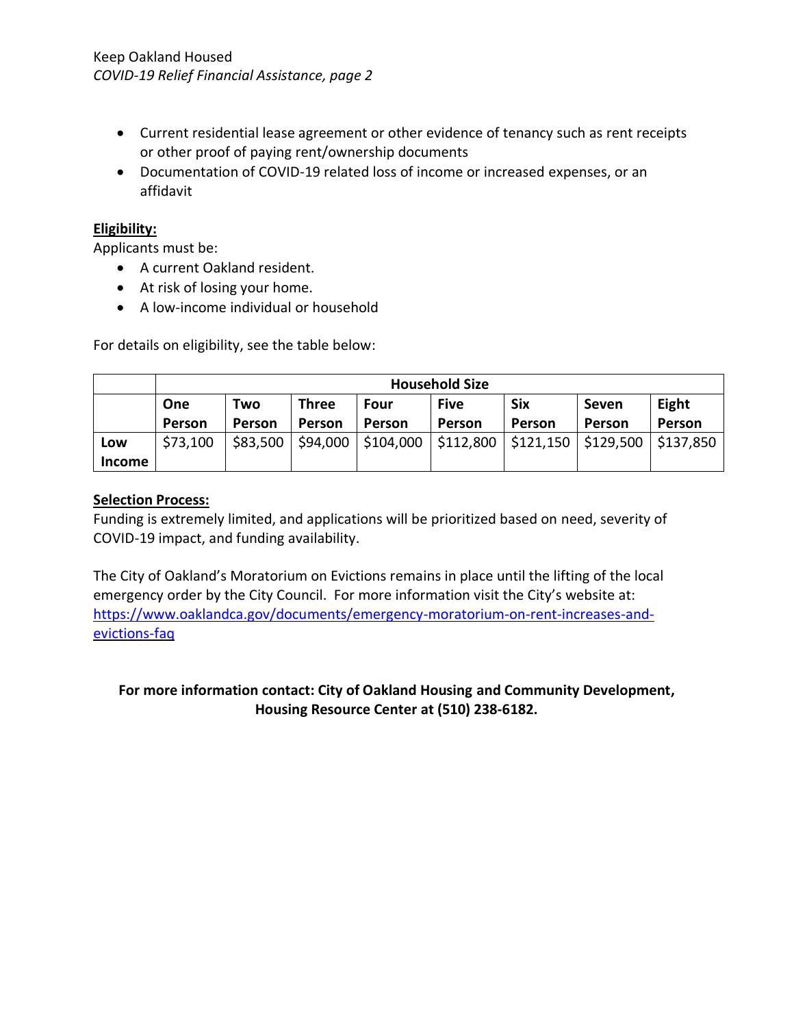- Current residential lease agreement or other evidence of tenancy such as rent receipts or other proof of paying rent/ownership documents
- Documentation of COVID-19 related loss of income or increased expenses, or an affidavit

**Eligibility:**

Applicants must be:

- A current Oakland resident.
- At risk of losing your home.
- A low-income individual or household

For details on eligibility, see the table below:

| | Household Size | | | | | | | |
|---|---|---|---|---|---|---|---|---|
| | **One Person** | **Two Person** | **Three Person** | **Four Person** | **Five Person** | **Six Person** | **Seven Person** | **Eight Person** |
| **Low Income** | $73,100 | $83,500 | $94,000 | $104,000 | $112,800 | $121,150 | $129,500 | $137,850 |

**Selection Process:**

Funding is extremely limited, and applications will be prioritized based on need, severity of COVID-19 impact, and funding availability.

The City of Oakland's Moratorium on Evictions remains in place until the lifting of the local emergency order by the City Council. For more information visit the City's website at: https://www.oaklandca.gov/documents/emergency-moratorium-on-rent-increases-and-evictions-faq

**For more information contact: City of Oakland Housing and Community Development, Housing Resource Center at (510) 238-6182.**